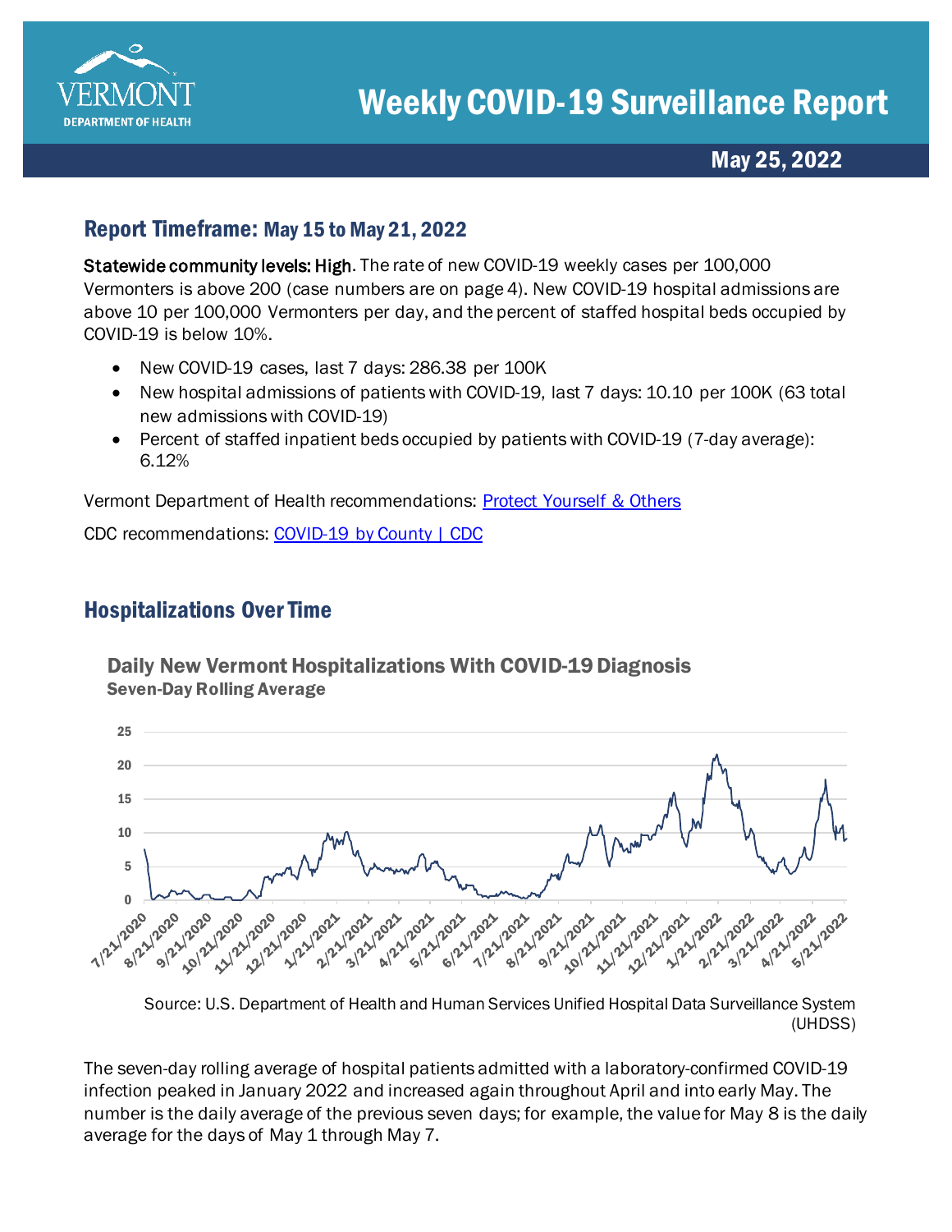# Weekly COVID-19 Surveillance Report

**May 25, 2022**

## Report Timeframe: May 15 to May 21, 2022

**Statewide community levels: High**. The rate of new COVID-19 weekly cases per 100,000 Vermonters is above 200 (case numbers are on page 4). New COVID-19 hospital admissions are above 10 per 100,000 Vermonters per day, and the percent of staffed hospital beds occupied by COVID-19 is below 10%.

- New COVID-19 cases, last 7 days: 286.38 per 100K
- New hospital admissions of patients with COVID-19, last 7 days: 10.10 per 100K (63 total new admissions with COVID-19)
- Percent of staffed inpatient beds occupied by patients with COVID-19 (7-day average): 6.12%

Vermont Department of Health recommendations: [Protect Yourself & Others]

CDC recommendations: [COVID-19 by County | CDC]

## Hospitalizations Over Time

**Daily New Vermont Hospitalizations With COVID-19 Diagnosis**
**Seven-Day Rolling Average**

Source: U.S. Department of Health and Human Services Unified Hospital Data Surveillance System (UHDSS)

The seven-day rolling average of hospital patients admitted with a laboratory-confirmed COVID-19 infection peaked in January 2022 and increased again throughout April and into early May. The number is the daily average of the previous seven days; for example, the value for May 8 is the daily average for the days of May 1 through May 7.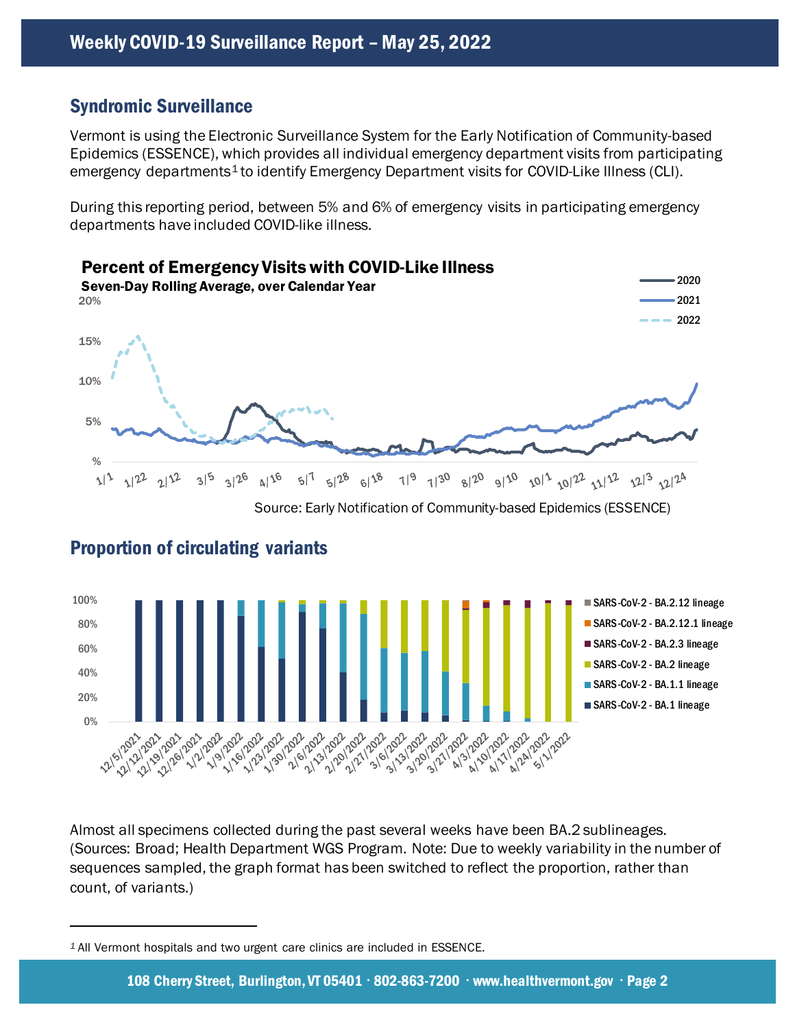## Syndromic Surveillance

Vermont is using the Electronic Surveillance System for the Early Notification of Community-based Epidemics (ESSENCE), which provides all individual emergency department visits from participating emergency departments[1] to identify Emergency Department visits for COVID-Like Illness (CLI).

During this reporting period, between 5% and 6% of emergency visits in participating emergency departments have included COVID-like illness.

**Percent of Emergency Visits with COVID-Like Illness**

**Seven-Day Rolling Average, over Calendar Year**

Source: Early Notification of Community-based Epidemics (ESSENCE)

## Proportion of circulating variants

Almost all specimens collected during the past several weeks have been BA.2 sublineages. (Sources: Broad; Health Department WGS Program. Note: Due to weekly variability in the number of sequences sampled, the graph format has been switched to reflect the proportion, rather than count, of variants.)

---

[1] All Vermont hospitals and two urgent care clinics are included in ESSENCE.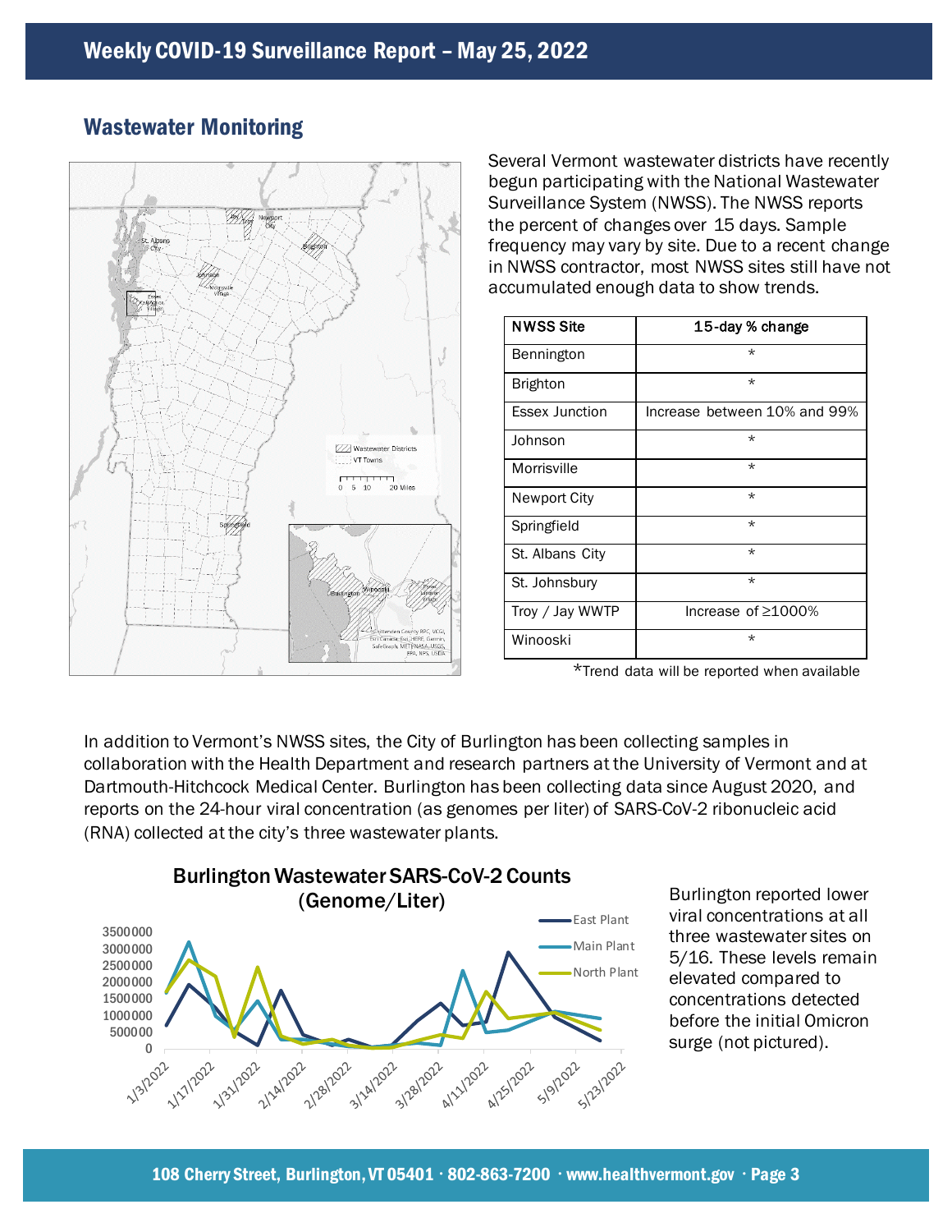## Wastewater Monitoring

Several Vermont wastewater districts have recently begun participating with the National Wastewater Surveillance System (NWSS). The NWSS reports the percent of changes over 15 days. Sample frequency may vary by site. Due to a recent change in NWSS contractor, most NWSS sites still have not accumulated enough data to show trends.

| NWSS Site | 15-day % change |
|---|---|
| Bennington | * |
| Brighton | * |
| Essex Junction | Increase between 10% and 99% |
| Johnson | * |
| Morrisville | * |
| Newport City | * |
| Springfield | * |
| St. Albans City | * |
| St. Johnsbury | * |
| Troy / Jay WWTP | Increase of ≥1000% |
| Winooski | * |

*Trend data will be reported when available

In addition to Vermont's NWSS sites, the City of Burlington has been collecting samples in collaboration with the Health Department and research partners at the University of Vermont and at Dartmouth-Hitchcock Medical Center. Burlington has been collecting data since August 2020, and reports on the 24-hour viral concentration (as genomes per liter) of SARS-CoV-2 ribonucleic acid (RNA) collected at the city's three wastewater plants.

Burlington reported lower viral concentrations at all three wastewater sites on 5/16. These levels remain elevated compared to concentrations detected before the initial Omicron surge (not pictured).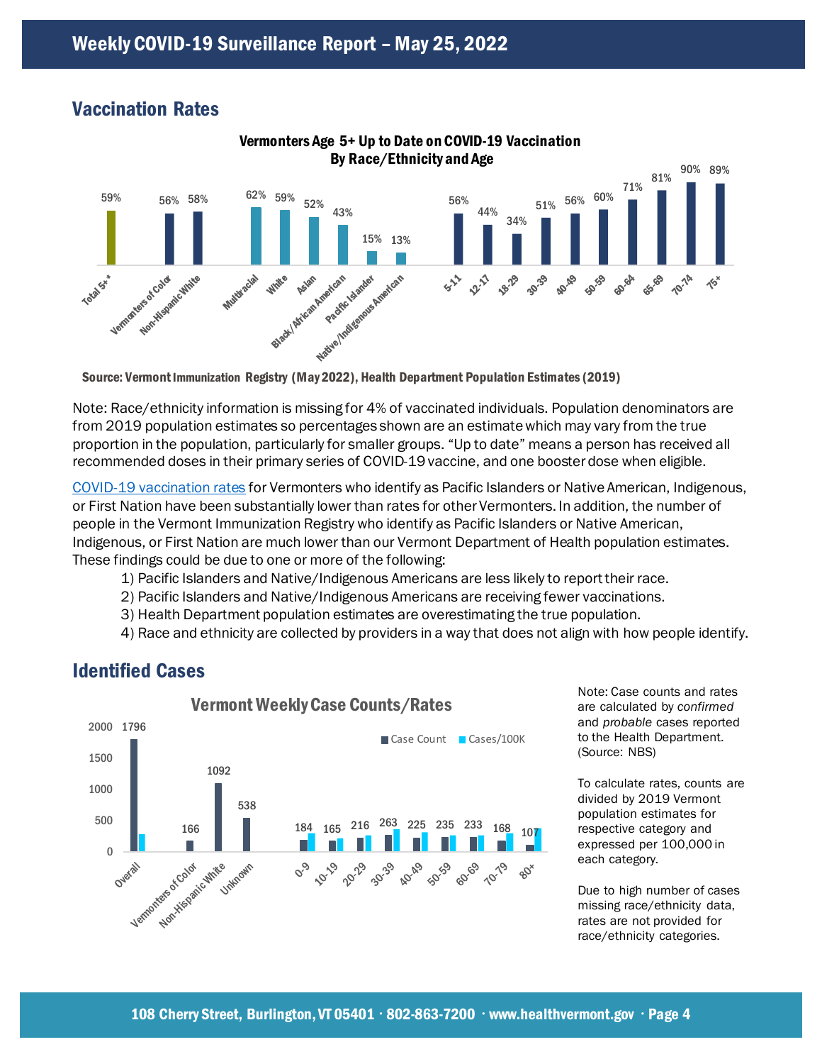## Vaccination Rates

**Vermonters Age 5+ Up to Date on COVID-19 Vaccination By Race/Ethnicity and Age**

| Category | Up to Date |
|---|---|
| Total 5+* | 59% |
| Vermonters of Color | 56% |
| Non-Hispanic White | 58% |
| Multiracial | 62% |
| White | 59% |
| Asian | 52% |
| Black/African American | 43% |
| Pacific Islander | 15% |
| Native/Indigenous American | 13% |
| 5-11 | 56% |
| 12-17 | 44% |
| 18-29 | 34% |
| 30-39 | 51% |
| 40-49 | 56% |
| 50-59 | 60% |
| 60-64 | 71% |
| 65-69 | 81% |
| 70-74 | 90% |
| 75+ | 89% |

**Source: Vermont Immunization Registry (May 2022), Health Department Population Estimates (2019)**

Note: Race/ethnicity information is missing for 4% of vaccinated individuals. Population denominators are from 2019 population estimates so percentages shown are an estimate which may vary from the true proportion in the population, particularly for smaller groups. "Up to date" means a person has received all recommended doses in their primary series of COVID-19 vaccine, and one booster dose when eligible.

COVID-19 vaccination rates for Vermonters who identify as Pacific Islanders or Native American, Indigenous, or First Nation have been substantially lower than rates for other Vermonters. In addition, the number of people in the Vermont Immunization Registry who identify as Pacific Islanders or Native American, Indigenous, or First Nation are much lower than our Vermont Department of Health population estimates. These findings could be due to one or more of the following:

1) Pacific Islanders and Native/Indigenous Americans are less likely to report their race.
2) Pacific Islanders and Native/Indigenous Americans are receiving fewer vaccinations.
3) Health Department population estimates are overestimating the true population.
4) Race and ethnicity are collected by providers in a way that does not align with how people identify.

## Identified Cases

**Vermont Weekly Case Counts/Rates**

| Category | Case Count |
|---|---|
| Overall | 1796 |
| Vermonters of Color | 166 |
| Non-Hispanic White | 1092 |
| Unknown | 538 |
| 0-9 | 184 |
| 10-19 | 165 |
| 20-29 | 216 |
| 30-39 | 263 |
| 40-49 | 225 |
| 50-59 | 235 |
| 60-69 | 233 |
| 70-79 | 168 |
| 80+ | 107 |

Note: Case counts and rates are calculated by *confirmed* and *probable* cases reported to the Health Department. (Source: NBS)

To calculate rates, counts are divided by 2019 Vermont population estimates for respective category and expressed per 100,000 in each category.

Due to high number of cases missing race/ethnicity data, rates are not provided for race/ethnicity categories.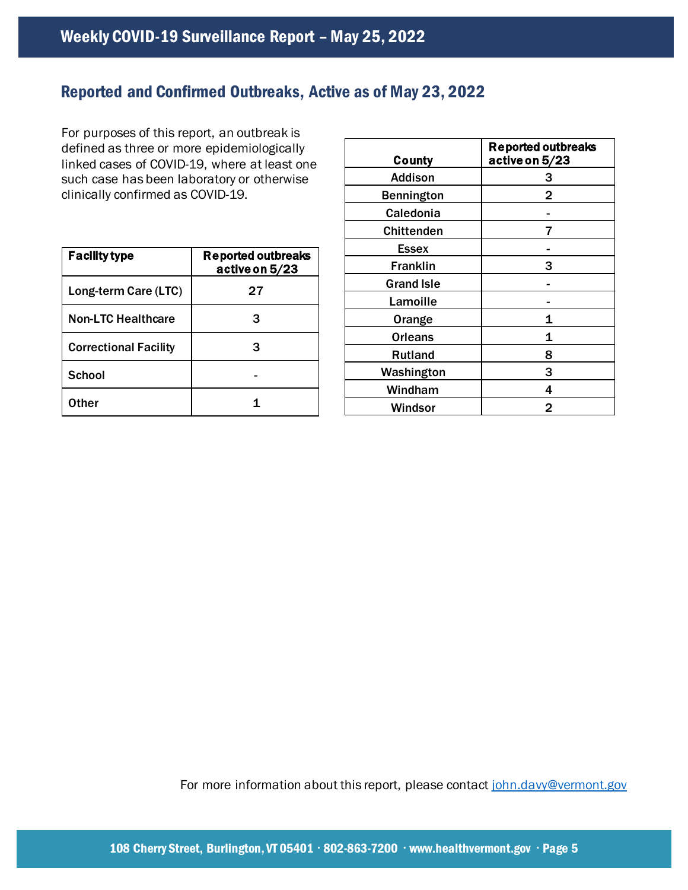## Reported and Confirmed Outbreaks, Active as of May 23, 2022

For purposes of this report, an outbreak is defined as three or more epidemiologically linked cases of COVID-19, where at least one such case has been laboratory or otherwise clinically confirmed as COVID-19.

| Facility type | Reported outbreaks active on 5/23 |
|---|---|
| Long-term Care (LTC) | 27 |
| Non-LTC Healthcare | 3 |
| Correctional Facility | 3 |
| School | - |
| Other | 1 |

| County | Reported outbreaks active on 5/23 |
|---|---|
| Addison | 3 |
| Bennington | 2 |
| Caledonia | - |
| Chittenden | 7 |
| Essex | - |
| Franklin | 3 |
| Grand Isle | - |
| Lamoille | - |
| Orange | 1 |
| Orleans | 1 |
| Rutland | 8 |
| Washington | 3 |
| Windham | 4 |
| Windsor | 2 |

For more information about this report, please contact john.davy@vermont.gov